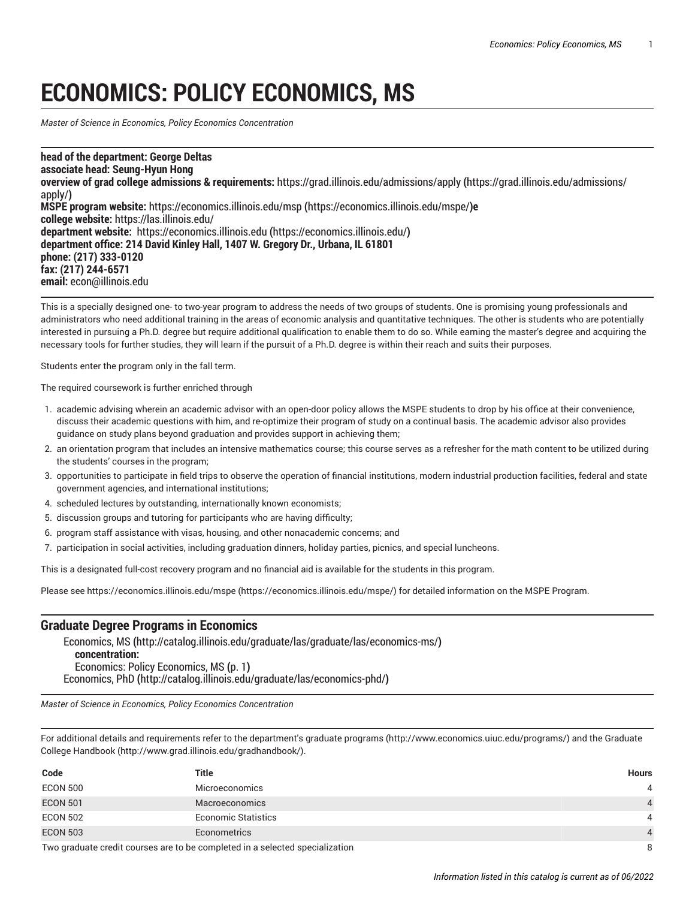# ECONOMICS: POLICY ECONOMICS, MS

*Master of Science in Economics, Policy Economics Concentration*

**head of the department: George Deltas**
**associate head: Seung-Hyun Hong**
**overview of grad college admissions & requirements:** https://grad.illinois.edu/admissions/apply (https://grad.illinois.edu/admissions/apply/)
**MSPE program website:** https://economics.illinois.edu/msp (https://economics.illinois.edu/mspe/)e
**college website:** https://las.illinois.edu/
**department website:** https://economics.illinois.edu (https://economics.illinois.edu/)
**department office: 214 David Kinley Hall, 1407 W. Gregory Dr., Urbana, IL 61801**
**phone: (217) 333-0120**
**fax: (217) 244-6571**
**email:** econ@illinois.edu

This is a specially designed one- to two-year program to address the needs of two groups of students. One is promising young professionals and administrators who need additional training in the areas of economic analysis and quantitative techniques. The other is students who are potentially interested in pursuing a Ph.D. degree but require additional qualification to enable them to do so. While earning the master's degree and acquiring the necessary tools for further studies, they will learn if the pursuit of a Ph.D. degree is within their reach and suits their purposes.

Students enter the program only in the fall term.

The required coursework is further enriched through

1. academic advising wherein an academic advisor with an open-door policy allows the MSPE students to drop by his office at their convenience, discuss their academic questions with him, and re-optimize their program of study on a continual basis. The academic advisor also provides guidance on study plans beyond graduation and provides support in achieving them;
2. an orientation program that includes an intensive mathematics course; this course serves as a refresher for the math content to be utilized during the students' courses in the program;
3. opportunities to participate in field trips to observe the operation of financial institutions, modern industrial production facilities, federal and state government agencies, and international institutions;
4. scheduled lectures by outstanding, internationally known economists;
5. discussion groups and tutoring for participants who are having difficulty;
6. program staff assistance with visas, housing, and other nonacademic concerns; and
7. participation in social activities, including graduation dinners, holiday parties, picnics, and special luncheons.

This is a designated full-cost recovery program and no financial aid is available for the students in this program.

Please see https://economics.illinois.edu/mspe (https://economics.illinois.edu/mspe/) for detailed information on the MSPE Program.

## Graduate Degree Programs in Economics

Economics, MS (http://catalog.illinois.edu/graduate/las/graduate/las/economics-ms/)
**concentration:**
Economics: Policy Economics, MS (p. 1)
Economics, PhD (http://catalog.illinois.edu/graduate/las/economics-phd/)

*Master of Science in Economics, Policy Economics Concentration*

For additional details and requirements refer to the department's graduate programs (http://www.economics.uiuc.edu/programs/) and the Graduate College Handbook (http://www.grad.illinois.edu/gradhandbook/).

| Code | Title | Hours |
|---|---|---|
| ECON 500 | Microeconomics | 4 |
| ECON 501 | Macroeconomics | 4 |
| ECON 502 | Economic Statistics | 4 |
| ECON 503 | Econometrics | 4 |
| Two graduate credit courses are to be completed in a selected specialization | | 8 |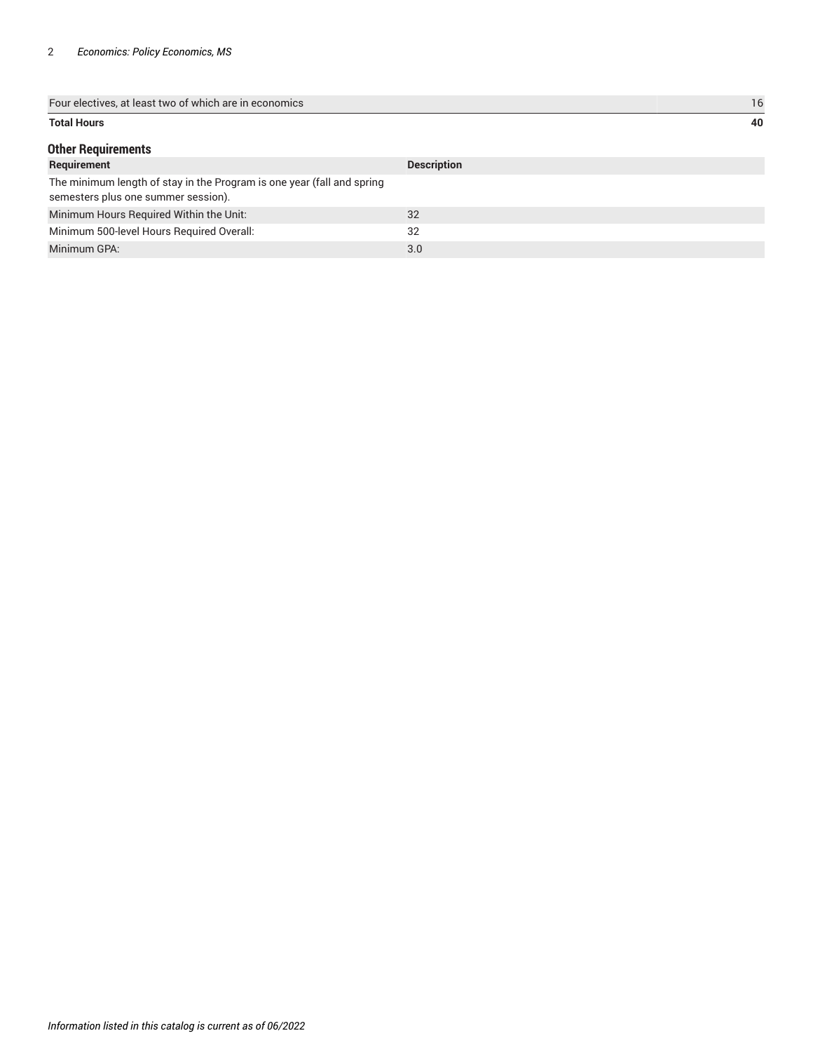| | |
|---|---|
| Four electives, at least two of which are in economics | 16 |
| **Total Hours** | **40** |

### Other Requirements

| Requirement | Description |
|---|---|
| The minimum length of stay in the Program is one year (fall and spring semesters plus one summer session). | |
| Minimum Hours Required Within the Unit: | 32 |
| Minimum 500-level Hours Required Overall: | 32 |
| Minimum GPA: | 3.0 |